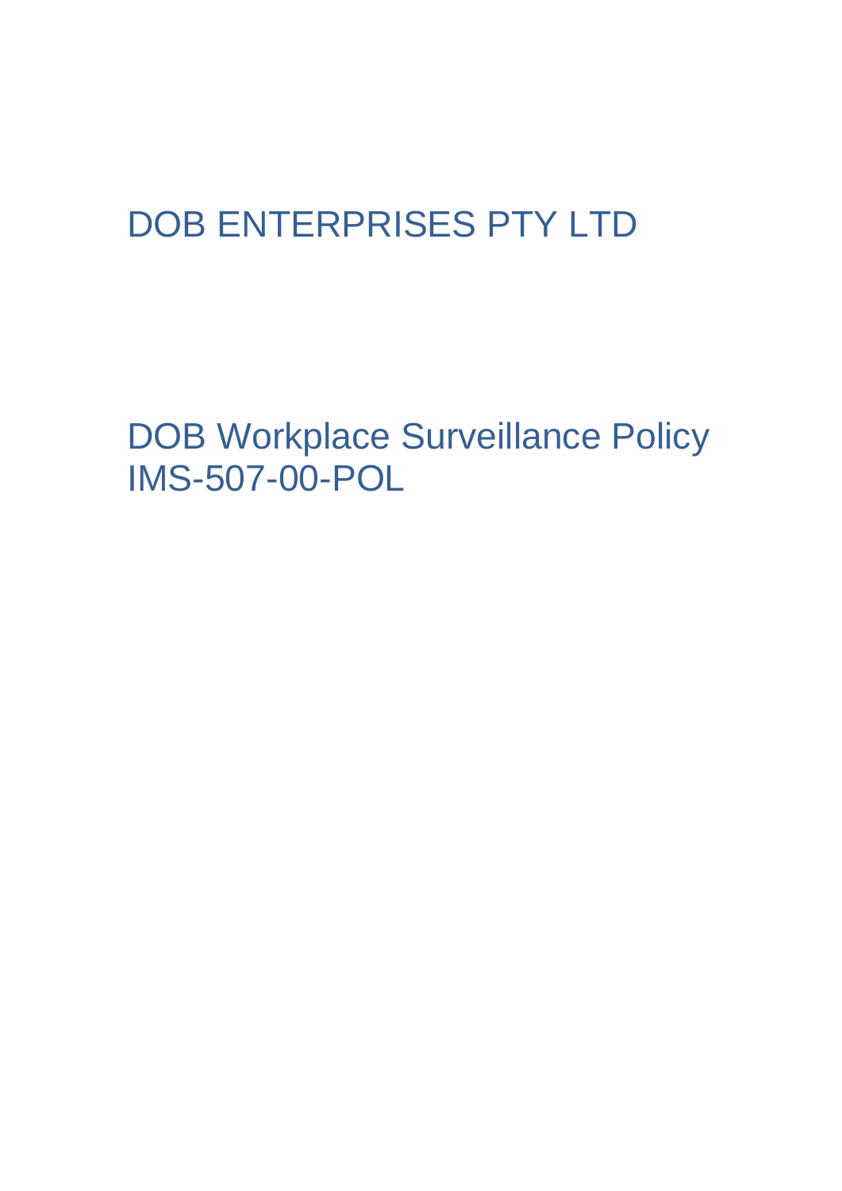# DOB ENTERPRISES PTY LTD

# DOB Workplace Surveillance Policy IMS-507-00-POL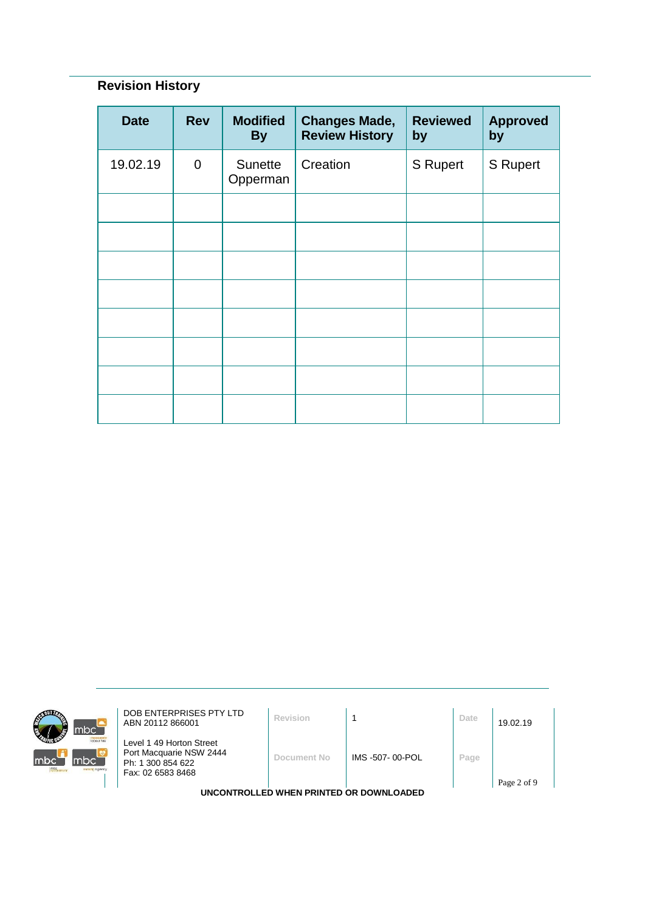## Revision History

| Date | Rev | Modified By | Changes Made, Review History | Reviewed by | Approved by |
|---|---|---|---|---|---|
| 19.02.19 | 0 | Sunette Opperman | Creation | S Rupert | S Rupert |
| | | | | | |
| | | | | | |
| | | | | | |
| | | | | | |
| | | | | | |
| | | | | | |
| | | | | | |
| | | | | | |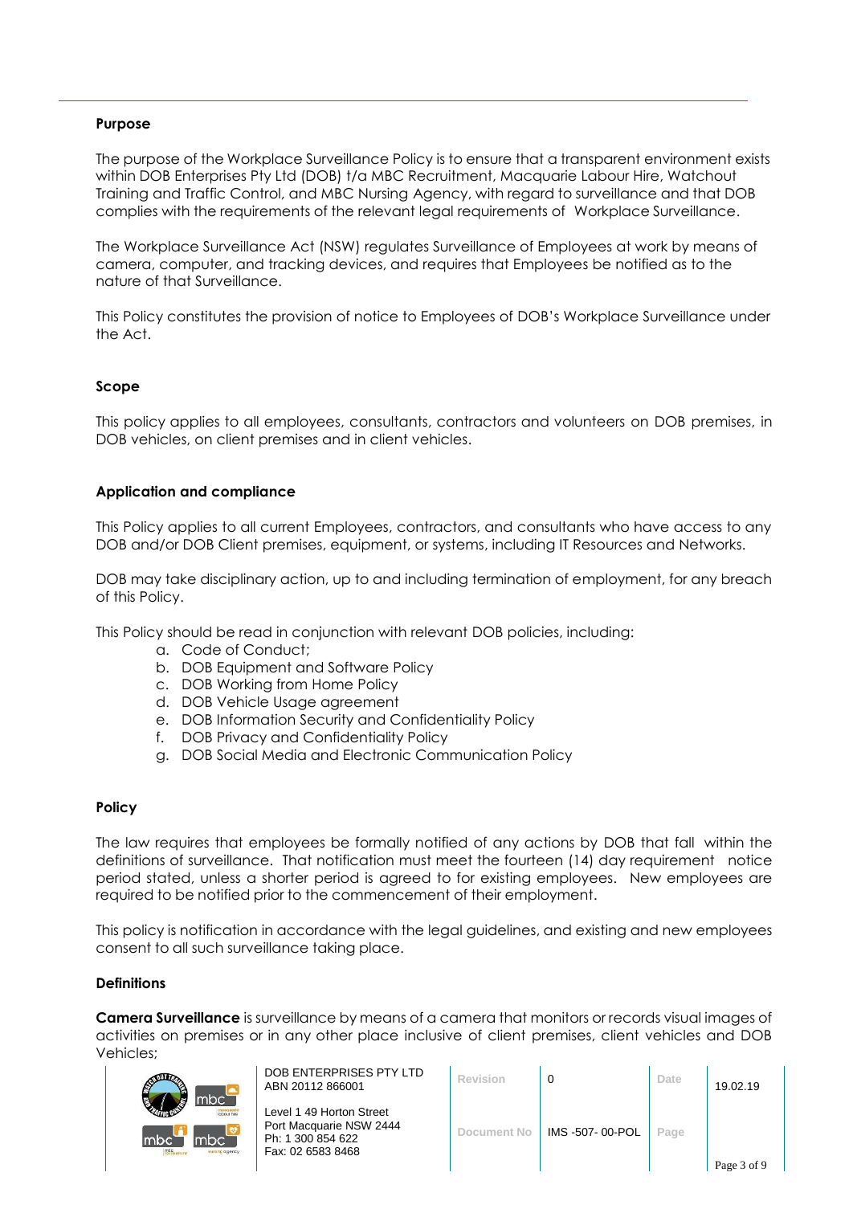**Purpose**

The purpose of the Workplace Surveillance Policy is to ensure that a transparent environment exists within DOB Enterprises Pty Ltd (DOB) t/a MBC Recruitment, Macquarie Labour Hire, Watchout Training and Traffic Control, and MBC Nursing Agency, with regard to surveillance and that DOB complies with the requirements of the relevant legal requirements of Workplace Surveillance.

The Workplace Surveillance Act (NSW) regulates Surveillance of Employees at work by means of camera, computer, and tracking devices, and requires that Employees be notified as to the nature of that Surveillance.

This Policy constitutes the provision of notice to Employees of DOB's Workplace Surveillance under the Act.

**Scope**

This policy applies to all employees, consultants, contractors and volunteers on DOB premises, in DOB vehicles, on client premises and in client vehicles.

**Application and compliance**

This Policy applies to all current Employees, contractors, and consultants who have access to any DOB and/or DOB Client premises, equipment, or systems, including IT Resources and Networks.

DOB may take disciplinary action, up to and including termination of employment, for any breach of this Policy.

This Policy should be read in conjunction with relevant DOB policies, including:

a. Code of Conduct;
b. DOB Equipment and Software Policy
c. DOB Working from Home Policy
d. DOB Vehicle Usage agreement
e. DOB Information Security and Confidentiality Policy
f. DOB Privacy and Confidentiality Policy
g. DOB Social Media and Electronic Communication Policy

**Policy**

The law requires that employees be formally notified of any actions by DOB that fall within the definitions of surveillance. That notification must meet the fourteen (14) day requirement notice period stated, unless a shorter period is agreed to for existing employees. New employees are required to be notified prior to the commencement of their employment.

This policy is notification in accordance with the legal guidelines, and existing and new employees consent to all such surveillance taking place.

**Definitions**

**Camera Surveillance** is surveillance by means of a camera that monitors or records visual images of activities on premises or in any other place inclusive of client premises, client vehicles and DOB Vehicles;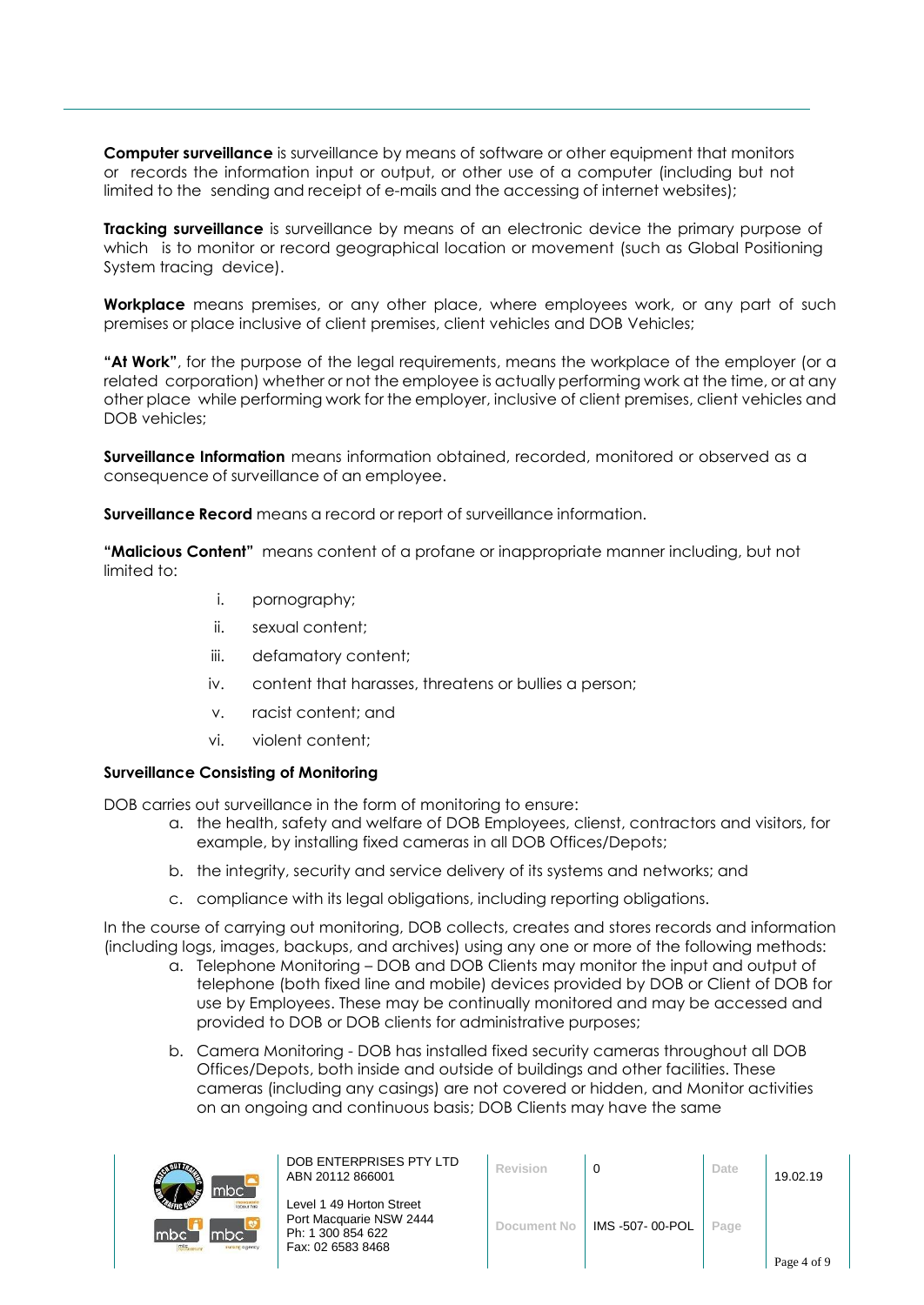**Computer surveillance** is surveillance by means of software or other equipment that monitors or records the information input or output, or other use of a computer (including but not limited to the sending and receipt of e-mails and the accessing of internet websites);

**Tracking surveillance** is surveillance by means of an electronic device the primary purpose of which is to monitor or record geographical location or movement (such as Global Positioning System tracing device).

**Workplace** means premises, or any other place, where employees work, or any part of such premises or place inclusive of client premises, client vehicles and DOB Vehicles;

**"At Work"**, for the purpose of the legal requirements, means the workplace of the employer (or a related corporation) whether or not the employee is actually performing work at the time, or at any other place while performing work for the employer, inclusive of client premises, client vehicles and DOB vehicles;

**Surveillance Information** means information obtained, recorded, monitored or observed as a consequence of surveillance of an employee.

**Surveillance Record** means a record or report of surveillance information.

**"Malicious Content"** means content of a profane or inappropriate manner including, but not limited to:

i. pornography;
ii. sexual content;
iii. defamatory content;
iv. content that harasses, threatens or bullies a person;
v. racist content; and
vi. violent content;

**Surveillance Consisting of Monitoring**

DOB carries out surveillance in the form of monitoring to ensure:

a. the health, safety and welfare of DOB Employees, clienst, contractors and visitors, for example, by installing fixed cameras in all DOB Offices/Depots;
b. the integrity, security and service delivery of its systems and networks; and
c. compliance with its legal obligations, including reporting obligations.

In the course of carrying out monitoring, DOB collects, creates and stores records and information (including logs, images, backups, and archives) using any one or more of the following methods:

a. Telephone Monitoring – DOB and DOB Clients may monitor the input and output of telephone (both fixed line and mobile) devices provided by DOB or Client of DOB for use by Employees. These may be continually monitored and may be accessed and provided to DOB or DOB clients for administrative purposes;
b. Camera Monitoring - DOB has installed fixed security cameras throughout all DOB Offices/Depots, both inside and outside of buildings and other facilities. These cameras (including any casings) are not covered or hidden, and Monitor activities on an ongoing and continuous basis; DOB Clients may have the same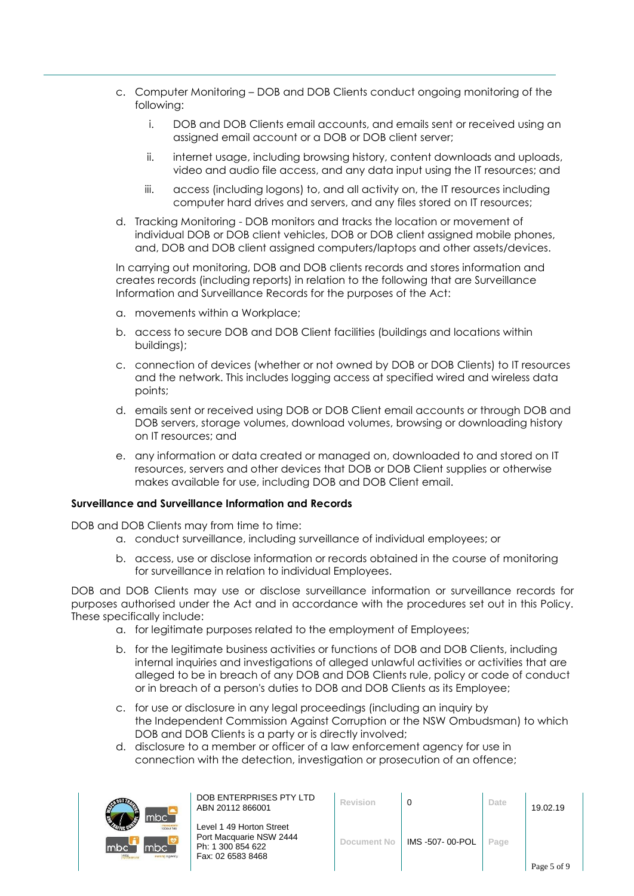c. Computer Monitoring – DOB and DOB Clients conduct ongoing monitoring of the following:

   i. DOB and DOB Clients email accounts, and emails sent or received using an assigned email account or a DOB or DOB client server;

   ii. internet usage, including browsing history, content downloads and uploads, video and audio file access, and any data input using the IT resources; and

   iii. access (including logons) to, and all activity on, the IT resources including computer hard drives and servers, and any files stored on IT resources;

d. Tracking Monitoring - DOB monitors and tracks the location or movement of individual DOB or DOB client vehicles, DOB or DOB client assigned mobile phones, and, DOB and DOB client assigned computers/laptops and other assets/devices.

In carrying out monitoring, DOB and DOB clients records and stores information and creates records (including reports) in relation to the following that are Surveillance Information and Surveillance Records for the purposes of the Act:

a. movements within a Workplace;

b. access to secure DOB and DOB Client facilities (buildings and locations within buildings);

c. connection of devices (whether or not owned by DOB or DOB Clients) to IT resources and the network. This includes logging access at specified wired and wireless data points;

d. emails sent or received using DOB or DOB Client email accounts or through DOB and DOB servers, storage volumes, download volumes, browsing or downloading history on IT resources; and

e. any information or data created or managed on, downloaded to and stored on IT resources, servers and other devices that DOB or DOB Client supplies or otherwise makes available for use, including DOB and DOB Client email.

**Surveillance and Surveillance Information and Records**

DOB and DOB Clients may from time to time:

a. conduct surveillance, including surveillance of individual employees; or

b. access, use or disclose information or records obtained in the course of monitoring for surveillance in relation to individual Employees.

DOB and DOB Clients may use or disclose surveillance information or surveillance records for purposes authorised under the Act and in accordance with the procedures set out in this Policy. These specifically include:

a. for legitimate purposes related to the employment of Employees;

b. for the legitimate business activities or functions of DOB and DOB Clients, including internal inquiries and investigations of alleged unlawful activities or activities that are alleged to be in breach of any DOB and DOB Clients rule, policy or code of conduct or in breach of a person's duties to DOB and DOB Clients as its Employee;

c. for use or disclosure in any legal proceedings (including an inquiry by the Independent Commission Against Corruption or the NSW Ombudsman) to which DOB and DOB Clients is a party or is directly involved;

d. disclosure to a member or officer of a law enforcement agency for use in connection with the detection, investigation or prosecution of an offence;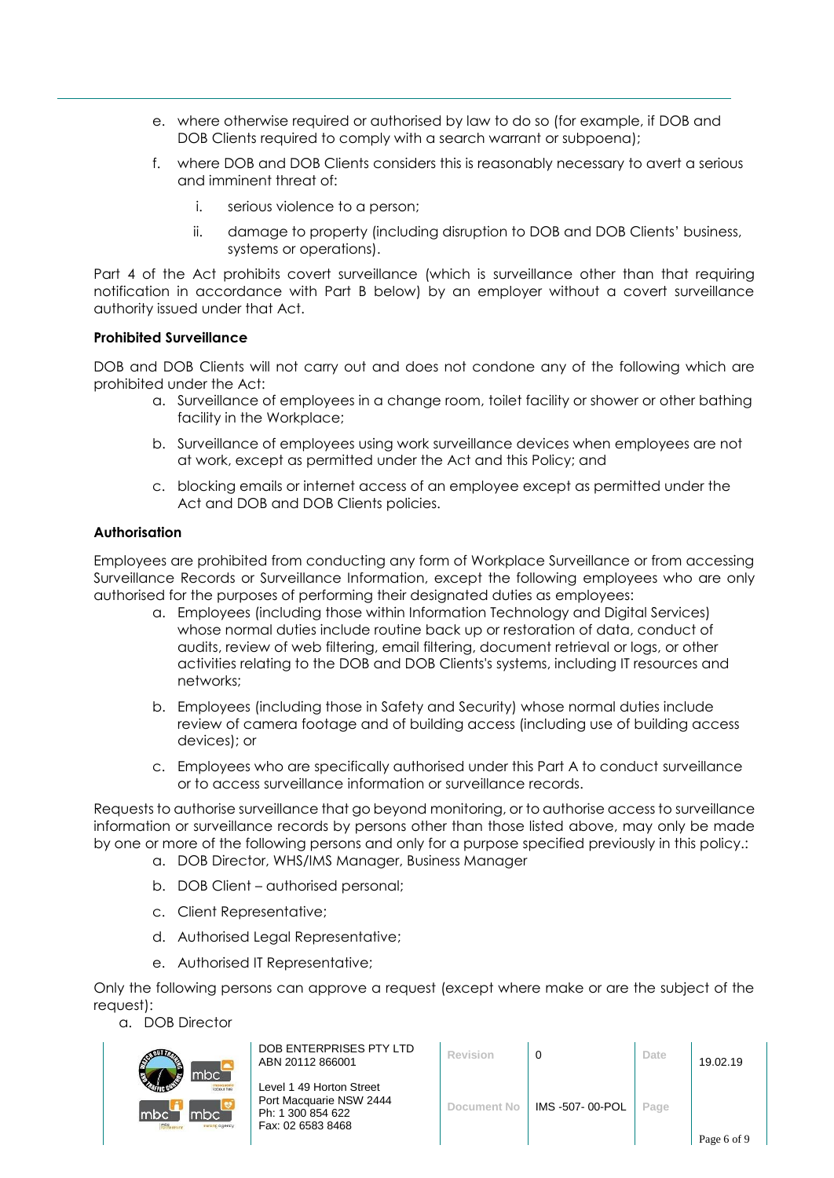e. where otherwise required or authorised by law to do so (for example, if DOB and DOB Clients required to comply with a search warrant or subpoena);

f. where DOB and DOB Clients considers this is reasonably necessary to avert a serious and imminent threat of:

   i. serious violence to a person;

   ii. damage to property (including disruption to DOB and DOB Clients' business, systems or operations).

Part 4 of the Act prohibits covert surveillance (which is surveillance other than that requiring notification in accordance with Part B below) by an employer without a covert surveillance authority issued under that Act.

**Prohibited Surveillance**

DOB and DOB Clients will not carry out and does not condone any of the following which are prohibited under the Act:

a. Surveillance of employees in a change room, toilet facility or shower or other bathing facility in the Workplace;

b. Surveillance of employees using work surveillance devices when employees are not at work, except as permitted under the Act and this Policy; and

c. blocking emails or internet access of an employee except as permitted under the Act and DOB and DOB Clients policies.

**Authorisation**

Employees are prohibited from conducting any form of Workplace Surveillance or from accessing Surveillance Records or Surveillance Information, except the following employees who are only authorised for the purposes of performing their designated duties as employees:

a. Employees (including those within Information Technology and Digital Services) whose normal duties include routine back up or restoration of data, conduct of audits, review of web filtering, email filtering, document retrieval or logs, or other activities relating to the DOB and DOB Clients's systems, including IT resources and networks;

b. Employees (including those in Safety and Security) whose normal duties include review of camera footage and of building access (including use of building access devices); or

c. Employees who are specifically authorised under this Part A to conduct surveillance or to access surveillance information or surveillance records.

Requests to authorise surveillance that go beyond monitoring, or to authorise access to surveillance information or surveillance records by persons other than those listed above, may only be made by one or more of the following persons and only for a purpose specified previously in this policy.:

a. DOB Director, WHS/IMS Manager, Business Manager

b. DOB Client – authorised personal;

c. Client Representative;

d. Authorised Legal Representative;

e. Authorised IT Representative;

Only the following persons can approve a request (except where make or are the subject of the request):

a. DOB Director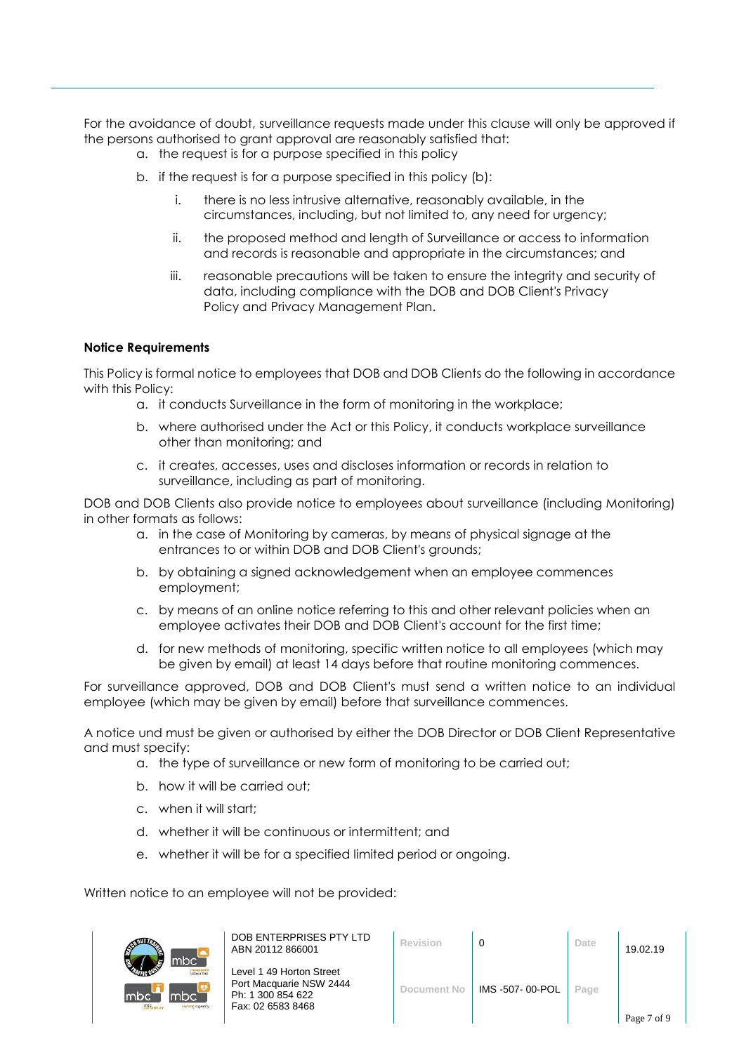For the avoidance of doubt, surveillance requests made under this clause will only be approved if the persons authorised to grant approval are reasonably satisfied that:

a. the request is for a purpose specified in this policy
b. if the request is for a purpose specified in this policy (b):
   i. there is no less intrusive alternative, reasonably available, in the circumstances, including, but not limited to, any need for urgency;
   ii. the proposed method and length of Surveillance or access to information and records is reasonable and appropriate in the circumstances; and
   iii. reasonable precautions will be taken to ensure the integrity and security of data, including compliance with the DOB and DOB Client's Privacy Policy and Privacy Management Plan.

**Notice Requirements**

This Policy is formal notice to employees that DOB and DOB Clients do the following in accordance with this Policy:

a. it conducts Surveillance in the form of monitoring in the workplace;
b. where authorised under the Act or this Policy, it conducts workplace surveillance other than monitoring; and
c. it creates, accesses, uses and discloses information or records in relation to surveillance, including as part of monitoring.

DOB and DOB Clients also provide notice to employees about surveillance (including Monitoring) in other formats as follows:

a. in the case of Monitoring by cameras, by means of physical signage at the entrances to or within DOB and DOB Client's grounds;
b. by obtaining a signed acknowledgement when an employee commences employment;
c. by means of an online notice referring to this and other relevant policies when an employee activates their DOB and DOB Client's account for the first time;
d. for new methods of monitoring, specific written notice to all employees (which may be given by email) at least 14 days before that routine monitoring commences.

For surveillance approved, DOB and DOB Client's must send a written notice to an individual employee (which may be given by email) before that surveillance commences.

A notice und must be given or authorised by either the DOB Director or DOB Client Representative and must specify:

a. the type of surveillance or new form of monitoring to be carried out;
b. how it will be carried out;
c. when it will start;
d. whether it will be continuous or intermittent; and
e. whether it will be for a specified limited period or ongoing.

Written notice to an employee will not be provided: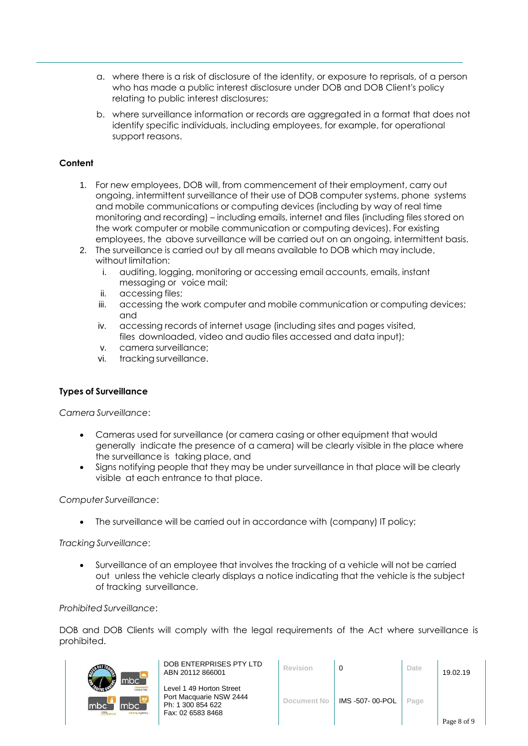a. where there is a risk of disclosure of the identity, or exposure to reprisals, of a person who has made a public interest disclosure under DOB and DOB Client's policy relating to public interest disclosures;

b. where surveillance information or records are aggregated in a format that does not identify specific individuals, including employees, for example, for operational support reasons.

**Content**

1. For new employees, DOB will, from commencement of their employment, carry out ongoing, intermittent surveillance of their use of DOB computer systems, phone systems and mobile communications or computing devices (including by way of real time monitoring and recording) – including emails, internet and files (including files stored on the work computer or mobile communication or computing devices). For existing employees, the above surveillance will be carried out on an ongoing, intermittent basis.
2. The surveillance is carried out by all means available to DOB which may include, without limitation:
   i. auditing, logging, monitoring or accessing email accounts, emails, instant messaging or voice mail;
   ii. accessing files;
   iii. accessing the work computer and mobile communication or computing devices; and
   iv. accessing records of internet usage (including sites and pages visited, files downloaded, video and audio files accessed and data input);
   v. camera surveillance;
   vi. tracking surveillance.

**Types of Surveillance**

*Camera Surveillance*:

- Cameras used for surveillance (or camera casing or other equipment that would generally indicate the presence of a camera) will be clearly visible in the place where the surveillance is taking place, and
- Signs notifying people that they may be under surveillance in that place will be clearly visible at each entrance to that place.

*Computer Surveillance*:

- The surveillance will be carried out in accordance with (company) IT policy;

*Tracking Surveillance*:

- Surveillance of an employee that involves the tracking of a vehicle will not be carried out unless the vehicle clearly displays a notice indicating that the vehicle is the subject of tracking surveillance.

*Prohibited Surveillance*:

DOB and DOB Clients will comply with the legal requirements of the Act where surveillance is prohibited.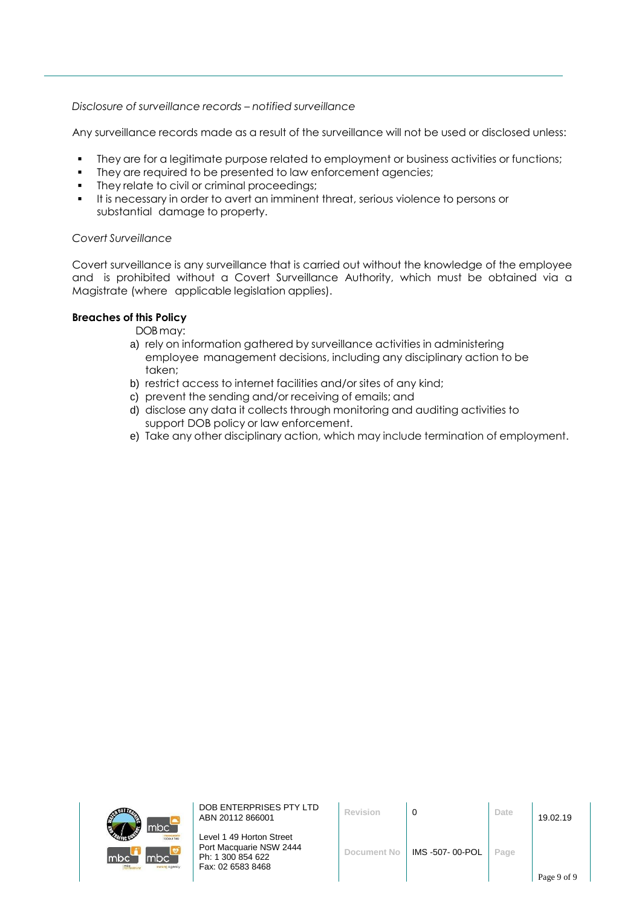*Disclosure of surveillance records – notified surveillance*

Any surveillance records made as a result of the surveillance will not be used or disclosed unless:

- They are for a legitimate purpose related to employment or business activities or functions;
- They are required to be presented to law enforcement agencies;
- They relate to civil or criminal proceedings;
- It is necessary in order to avert an imminent threat, serious violence to persons or substantial damage to property.

*Covert Surveillance*

Covert surveillance is any surveillance that is carried out without the knowledge of the employee and is prohibited without a Covert Surveillance Authority, which must be obtained via a Magistrate (where applicable legislation applies).

**Breaches of this Policy**

DOB may:

a) rely on information gathered by surveillance activities in administering employee management decisions, including any disciplinary action to be taken;
b) restrict access to internet facilities and/or sites of any kind;
c) prevent the sending and/or receiving of emails; and
d) disclose any data it collects through monitoring and auditing activities to support DOB policy or law enforcement.
e) Take any other disciplinary action, which may include termination of employment.